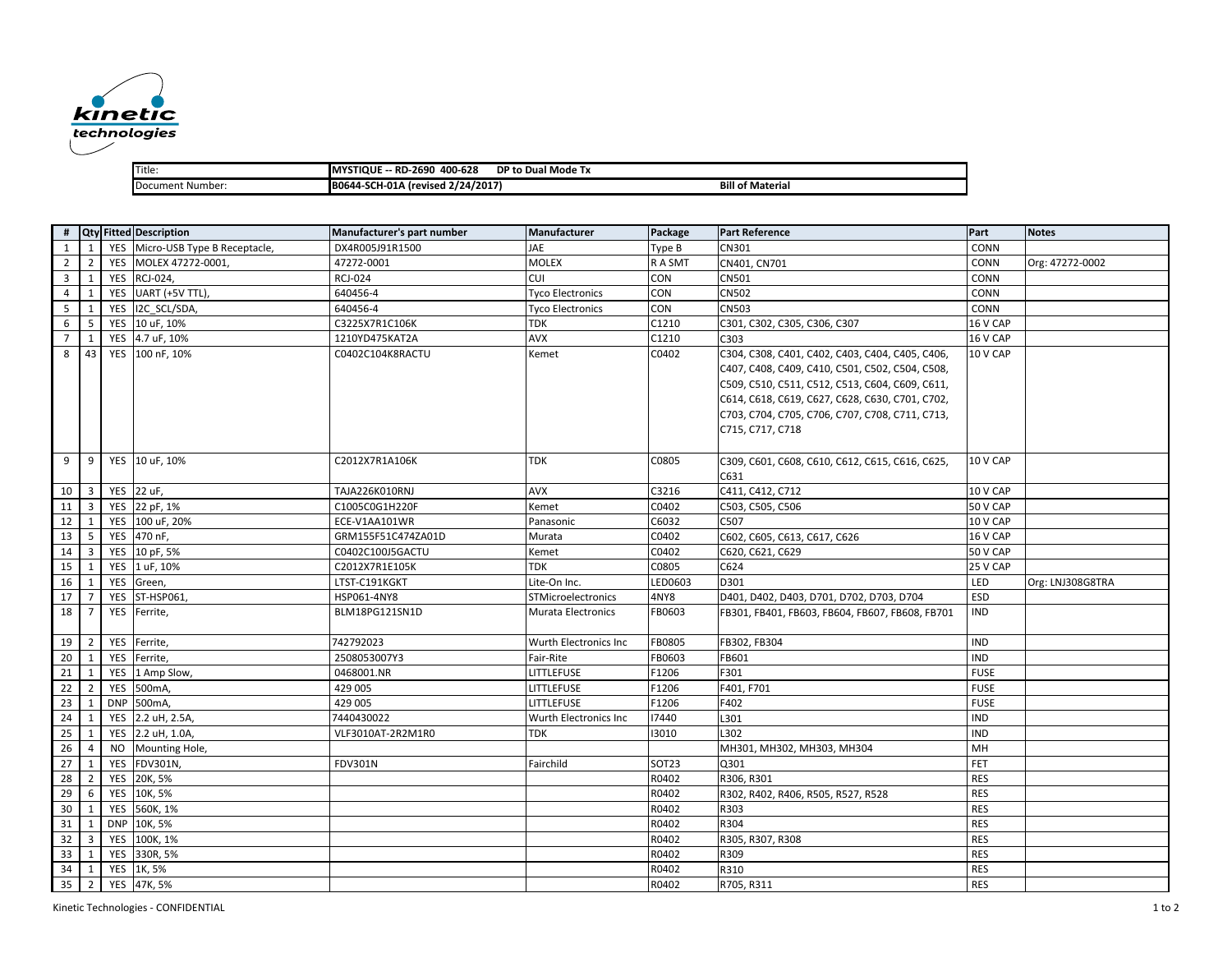| Title: | MYSTIQUE -- RD-2690 400-628 DP to Dual Mode Tx | |
|---|---|---|
| Document Number: | B0644-SCH-01A (revised 2/24/2017) | Bill of Material |

| # | Qty | Fitted | Description | Manufacturer's part number | Manufacturer | Package | Part Reference | Part | Notes |
|---|---|---|---|---|---|---|---|---|---|
| 1 | 1 | YES | Micro-USB Type B Receptacle, | DX4R005J91R1500 | JAE | Type B | CN301 | CONN | |
| 2 | 2 | YES | MOLEX 47272-0001, | 47272-0001 | MOLEX | R A SMT | CN401, CN701 | CONN | Org: 47272-0002 |
| 3 | 1 | YES | RCJ-024, | RCJ-024 | CUI | CON | CN501 | CONN | |
| 4 | 1 | YES | UART (+5V TTL), | 640456-4 | Tyco Electronics | CON | CN502 | CONN | |
| 5 | 1 | YES | I2C_SCL/SDA, | 640456-4 | Tyco Electronics | CON | CN503 | CONN | |
| 6 | 5 | YES | 10 uF, 10% | C3225X7R1C106K | TDK | C1210 | C301, C302, C305, C306, C307 | 16 V CAP | |
| 7 | 1 | YES | 4.7 uF, 10% | 1210YD475KAT2A | AVX | C1210 | C303 | 16 V CAP | |
| 8 | 43 | YES | 100 nF, 10% | C0402C104K8RACTU | Kemet | C0402 | C304, C308, C401, C402, C403, C404, C405, C406, C407, C408, C409, C410, C501, C502, C504, C508, C509, C510, C511, C512, C513, C604, C609, C611, C614, C618, C619, C627, C628, C630, C701, C702, C703, C704, C705, C706, C707, C708, C711, C713, C715, C717, C718 | 10 V CAP | |
| 9 | 9 | YES | 10 uF, 10% | C2012X7R1A106K | TDK | C0805 | C309, C601, C608, C610, C612, C615, C616, C625, C631 | 10 V CAP | |
| 10 | 3 | YES | 22 uF, | TAJA226K010RNJ | AVX | C3216 | C411, C412, C712 | 10 V CAP | |
| 11 | 3 | YES | 22 pF, 1% | C1005C0G1H220F | Kemet | C0402 | C503, C505, C506 | 50 V CAP | |
| 12 | 1 | YES | 100 uF, 20% | ECE-V1AA101WR | Panasonic | C6032 | C507 | 10 V CAP | |
| 13 | 5 | YES | 470 nF, | GRM155F51C474ZA01D | Murata | C0402 | C602, C605, C613, C617, C626 | 16 V CAP | |
| 14 | 3 | YES | 10 pF, 5% | C0402C100J5GACTU | Kemet | C0402 | C620, C621, C629 | 50 V CAP | |
| 15 | 1 | YES | 1 uF, 10% | C2012X7R1E105K | TDK | C0805 | C624 | 25 V CAP | |
| 16 | 1 | YES | Green, | LTST-C191KGKT | Lite-On Inc. | LED0603 | D301 | LED | Org: LNJ308G8TRA |
| 17 | 7 | YES | ST-HSP061, | HSP061-4NY8 | STMicroelectronics | 4NY8 | D401, D402, D403, D701, D702, D703, D704 | ESD | |
| 18 | 7 | YES | Ferrite, | BLM18PG121SN1D | Murata Electronics | FB0603 | FB301, FB401, FB603, FB604, FB607, FB608, FB701 | IND | |
| 19 | 2 | YES | Ferrite, | 742792023 | Wurth Electronics Inc | FB0805 | FB302, FB304 | IND | |
| 20 | 1 | YES | Ferrite, | 2508053007Y3 | Fair-Rite | FB0603 | FB601 | IND | |
| 21 | 1 | YES | 1 Amp Slow, | 0468001.NR | LITTLEFUSE | F1206 | F301 | FUSE | |
| 22 | 2 | YES | 500mA, | 429 005 | LITTLEFUSE | F1206 | F401, F701 | FUSE | |
| 23 | 1 | DNP | 500mA, | 429 005 | LITTLEFUSE | F1206 | F402 | FUSE | |
| 24 | 1 | YES | 2.2 uH, 2.5A, | 7440430022 | Wurth Electronics Inc | I7440 | L301 | IND | |
| 25 | 1 | YES | 2.2 uH, 1.0A, | VLF3010AT-2R2M1R0 | TDK | I3010 | L302 | IND | |
| 26 | 4 | NO | Mounting Hole, | | | | MH301, MH302, MH303, MH304 | MH | |
| 27 | 1 | YES | FDV301N, | FDV301N | Fairchild | SOT23 | Q301 | FET | |
| 28 | 2 | YES | 20K, 5% | | | R0402 | R306, R301 | RES | |
| 29 | 6 | YES | 10K, 5% | | | R0402 | R302, R402, R406, R505, R527, R528 | RES | |
| 30 | 1 | YES | 560K, 1% | | | R0402 | R303 | RES | |
| 31 | 1 | DNP | 10K, 5% | | | R0402 | R304 | RES | |
| 32 | 3 | YES | 100K, 1% | | | R0402 | R305, R307, R308 | RES | |
| 33 | 1 | YES | 330R, 5% | | | R0402 | R309 | RES | |
| 34 | 1 | YES | 1K, 5% | | | R0402 | R310 | RES | |
| 35 | 2 | YES | 47K, 5% | | | R0402 | R705, R311 | RES | |

Kinetic Technologies - CONFIDENTIAL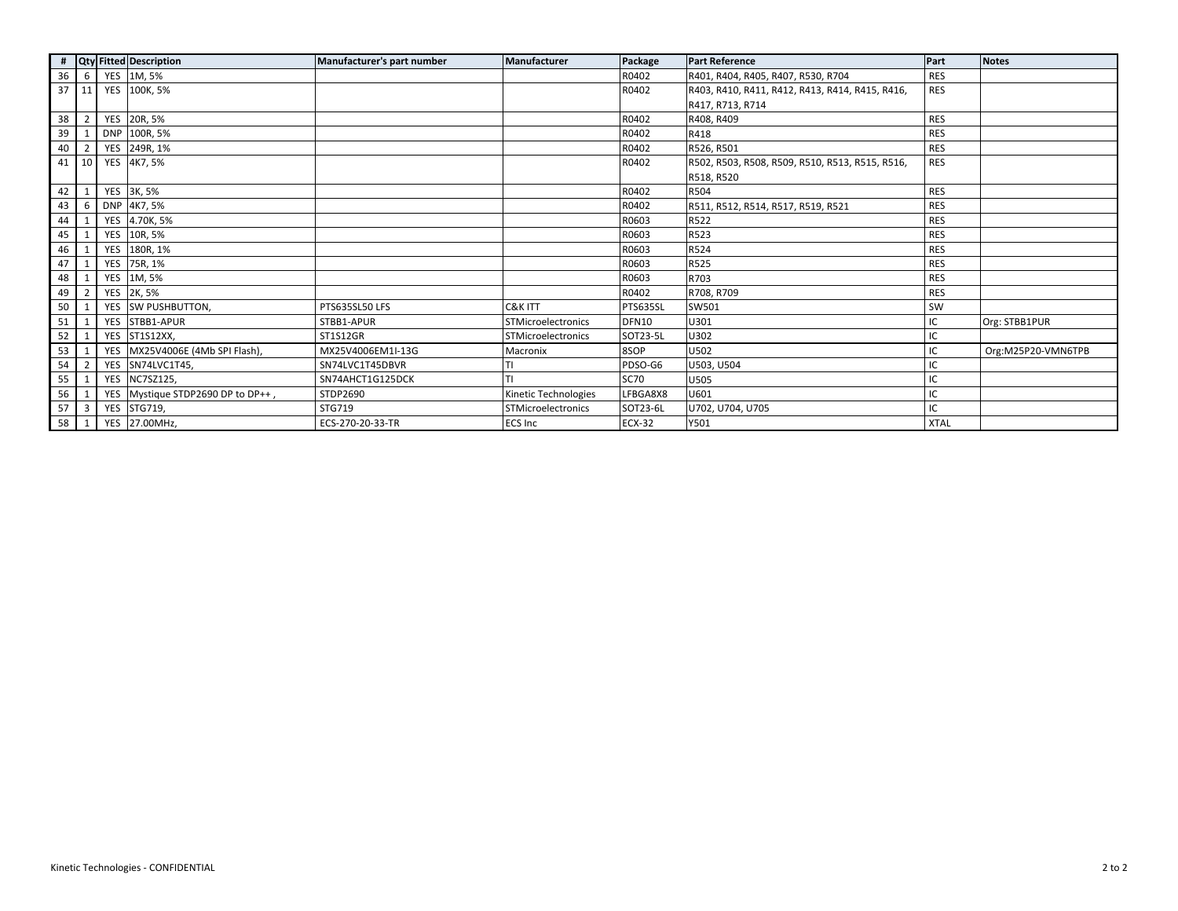| # | Qty | Fitted | Description | Manufacturer's part number | Manufacturer | Package | Part Reference | Part | Notes |
|---|---|---|---|---|---|---|---|---|---|
| 36 | 6 | YES | 1M, 5% | | | R0402 | R401, R404, R405, R407, R530, R704 | RES | |
| 37 | 11 | YES | 100K, 5% | | | R0402 | R403, R410, R411, R412, R413, R414, R415, R416, R417, R713, R714 | RES | |
| 38 | 2 | YES | 20R, 5% | | | R0402 | R408, R409 | RES | |
| 39 | 1 | DNP | 100R, 5% | | | R0402 | R418 | RES | |
| 40 | 2 | YES | 249R, 1% | | | R0402 | R526, R501 | RES | |
| 41 | 10 | YES | 4K7, 5% | | | R0402 | R502, R503, R508, R509, R510, R513, R515, R516, R518, R520 | RES | |
| 42 | 1 | YES | 3K, 5% | | | R0402 | R504 | RES | |
| 43 | 6 | DNP | 4K7, 5% | | | R0402 | R511, R512, R514, R517, R519, R521 | RES | |
| 44 | 1 | YES | 4.70K, 5% | | | R0603 | R522 | RES | |
| 45 | 1 | YES | 10R, 5% | | | R0603 | R523 | RES | |
| 46 | 1 | YES | 180R, 1% | | | R0603 | R524 | RES | |
| 47 | 1 | YES | 75R, 1% | | | R0603 | R525 | RES | |
| 48 | 1 | YES | 1M, 5% | | | R0603 | R703 | RES | |
| 49 | 2 | YES | 2K, 5% | | | R0402 | R708, R709 | RES | |
| 50 | 1 | YES | SW PUSHBUTTON, | PTS635SL50 LFS | C&K ITT | PTS635SL | SW501 | SW | |
| 51 | 1 | YES | STBB1-APUR | STBB1-APUR | STMicroelectronics | DFN10 | U301 | IC | Org: STBB1PUR |
| 52 | 1 | YES | ST1S12XX, | ST1S12GR | STMicroelectronics | SOT23-5L | U302 | IC | |
| 53 | 1 | YES | MX25V4006E (4Mb SPI Flash), | MX25V4006EM1I-13G | Macronix | 8SOP | U502 | IC | Org:M25P20-VMN6TPB |
| 54 | 2 | YES | SN74LVC1T45, | SN74LVC1T45DBVR | TI | PDSO-G6 | U503, U504 | IC | |
| 55 | 1 | YES | NC7SZ125, | SN74AHCT1G125DCK | TI | SC70 | U505 | IC | |
| 56 | 1 | YES | Mystique STDP2690 DP to DP++ , | STDP2690 | Kinetic Technologies | LFBGA8X8 | U601 | IC | |
| 57 | 3 | YES | STG719, | STG719 | STMicroelectronics | SOT23-6L | U702, U704, U705 | IC | |
| 58 | 1 | YES | 27.00MHz, | ECS-270-20-33-TR | ECS Inc | ECX-32 | Y501 | XTAL | |

Kinetic Technologies - CONFIDENTIAL